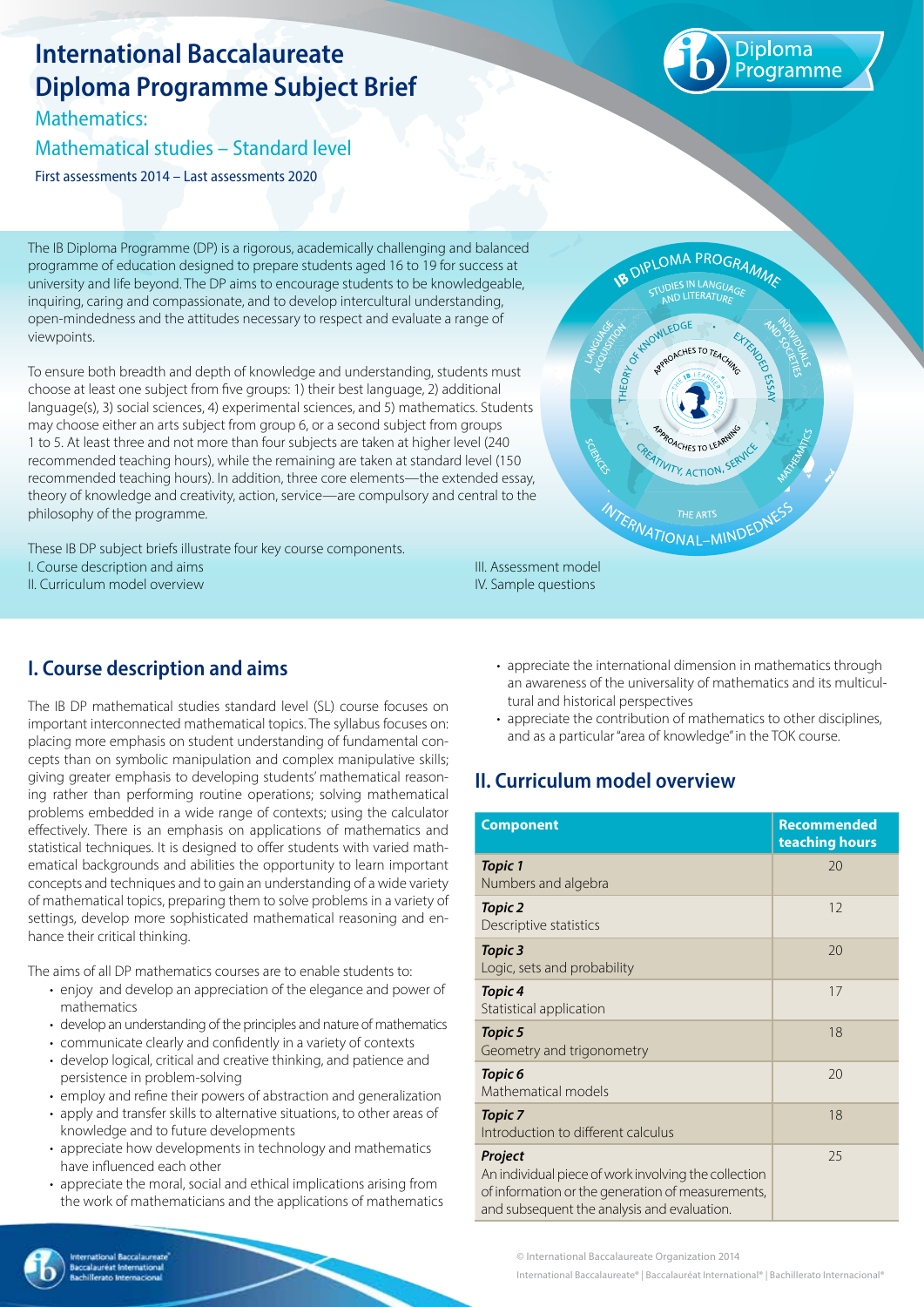# International Baccalaureate Diploma Programme Subject Brief

## Mathematics:

## Mathematical studies – Standard level

First assessments 2014 – Last assessments 2020

The IB Diploma Programme (DP) is a rigorous, academically challenging and balanced programme of education designed to prepare students aged 16 to 19 for success at university and life beyond. The DP aims to encourage students to be knowledgeable, inquiring, caring and compassionate, and to develop intercultural understanding, open-mindedness and the attitudes necessary to respect and evaluate a range of viewpoints.

To ensure both breadth and depth of knowledge and understanding, students must choose at least one subject from five groups: 1) their best language, 2) additional language(s), 3) social sciences, 4) experimental sciences, and 5) mathematics. Students may choose either an arts subject from group 6, or a second subject from groups 1 to 5. At least three and not more than four subjects are taken at higher level (240 recommended teaching hours), while the remaining are taken at standard level (150 recommended teaching hours). In addition, three core elements—the extended essay, theory of knowledge and creativity, action, service—are compulsory and central to the philosophy of the programme.

These IB DP subject briefs illustrate four key course components.

I. Course description and aims

II. Curriculum model overview

III. Assessment model

IV. Sample questions

## I. Course description and aims

The IB DP mathematical studies standard level (SL) course focuses on important interconnected mathematical topics. The syllabus focuses on: placing more emphasis on student understanding of fundamental concepts than on symbolic manipulation and complex manipulative skills; giving greater emphasis to developing students' mathematical reasoning rather than performing routine operations; solving mathematical problems embedded in a wide range of contexts; using the calculator effectively. There is an emphasis on applications of mathematics and statistical techniques. It is designed to offer students with varied mathematical backgrounds and abilities the opportunity to learn important concepts and techniques and to gain an understanding of a wide variety of mathematical topics, preparing them to solve problems in a variety of settings, develop more sophisticated mathematical reasoning and enhance their critical thinking.

The aims of all DP mathematics courses are to enable students to:

- enjoy and develop an appreciation of the elegance and power of mathematics
- develop an understanding of the principles and nature of mathematics
- communicate clearly and confidently in a variety of contexts
- develop logical, critical and creative thinking, and patience and persistence in problem-solving
- employ and refine their powers of abstraction and generalization
- apply and transfer skills to alternative situations, to other areas of knowledge and to future developments
- appreciate how developments in technology and mathematics have influenced each other
- appreciate the moral, social and ethical implications arising from the work of mathematicians and the applications of mathematics
- appreciate the international dimension in mathematics through an awareness of the universality of mathematics and its multicultural and historical perspectives
- appreciate the contribution of mathematics to other disciplines, and as a particular "area of knowledge" in the TOK course.

## II. Curriculum model overview

| Component | Recommended teaching hours |
|---|---|
| ***Topic 1***<br>Numbers and algebra | 20 |
| ***Topic 2***<br>Descriptive statistics | 12 |
| ***Topic 3***<br>Logic, sets and probability | 20 |
| ***Topic 4***<br>Statistical application | 17 |
| ***Topic 5***<br>Geometry and trigonometry | 18 |
| ***Topic 6***<br>Mathematical models | 20 |
| ***Topic 7***<br>Introduction to different calculus | 18 |
| ***Project***<br>An individual piece of work involving the collection of information or the generation of measurements, and subsequent the analysis and evaluation. | 25 |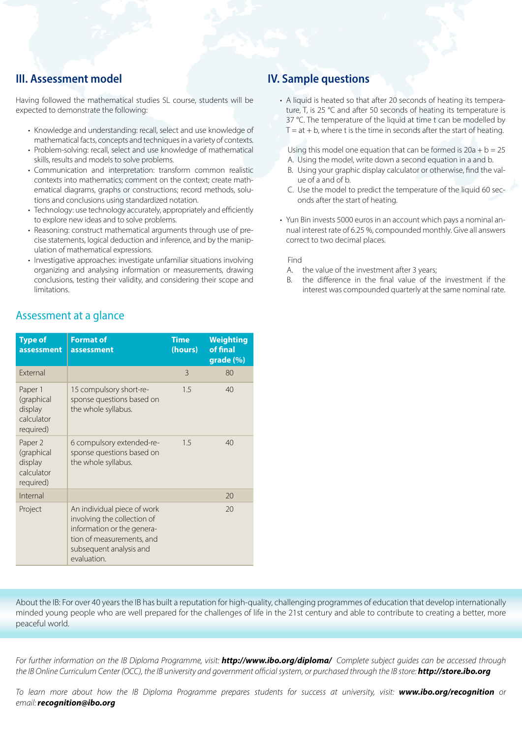## III. Assessment model

Having followed the mathematical studies SL course, students will be expected to demonstrate the following:

- Knowledge and understanding: recall, select and use knowledge of mathematical facts, concepts and techniques in a variety of contexts.
- Problem-solving: recall, select and use knowledge of mathematical skills, results and models to solve problems.
- Communication and interpretation: transform common realistic contexts into mathematics; comment on the context; create mathematical diagrams, graphs or constructions; record methods, solutions and conclusions using standardized notation.
- Technology: use technology accurately, appropriately and efficiently to explore new ideas and to solve problems.
- Reasoning: construct mathematical arguments through use of precise statements, logical deduction and inference, and by the manipulation of mathematical expressions.
- Investigative approaches: investigate unfamiliar situations involving organizing and analysing information or measurements, drawing conclusions, testing their validity, and considering their scope and limitations.

### Assessment at a glance

| Type of assessment | Format of assessment | Time (hours) | Weighting of final grade (%) |
|---|---|---|---|
| External | | 3 | 80 |
| Paper 1 (graphical display calculator required) | 15 compulsory short-response questions based on the whole syllabus. | 1.5 | 40 |
| Paper 2 (graphical display calculator required) | 6 compulsory extended-response questions based on the whole syllabus. | 1.5 | 40 |
| Internal | | | 20 |
| Project | An individual piece of work involving the collection of information or the generation of measurements, and subsequent analysis and evaluation. | | 20 |

## IV. Sample questions

- A liquid is heated so that after 20 seconds of heating its temperature, $T$, is 25 °C and after 50 seconds of heating its temperature is 37 °C. The temperature of the liquid at time $t$ can be modelled by $T = at + b$, where $t$ is the time in seconds after the start of heating.

  Using this model one equation that can be formed is $20a + b = 25$

  A. Using the model, write down a second equation in $a$ and $b$.
  B. Using your graphic display calculator or otherwise, find the value of $a$ and of $b$.
  C. Use the model to predict the temperature of the liquid 60 seconds after the start of heating.

- Yun Bin invests 5000 euros in an account which pays a nominal annual interest rate of 6.25 %, compounded monthly. Give all answers correct to two decimal places.

  Find

  A. the value of the investment after 3 years;
  B. the difference in the final value of the investment if the interest was compounded quarterly at the same nominal rate.

About the IB: For over 40 years the IB has built a reputation for high-quality, challenging programmes of education that develop internationally minded young people who are well prepared for the challenges of life in the 21st century and able to contribute to creating a better, more peaceful world.

*For further information on the IB Diploma Programme, visit:* ***http://www.ibo.org/diploma/*** *Complete subject guides can be accessed through the IB Online Curriculum Center (OCC), the IB university and government official system, or purchased through the IB store:* ***http://store.ibo.org***

*To learn more about how the IB Diploma Programme prepares students for success at university, visit:* ***www.ibo.org/recognition*** *or email:* ***recognition@ibo.org***